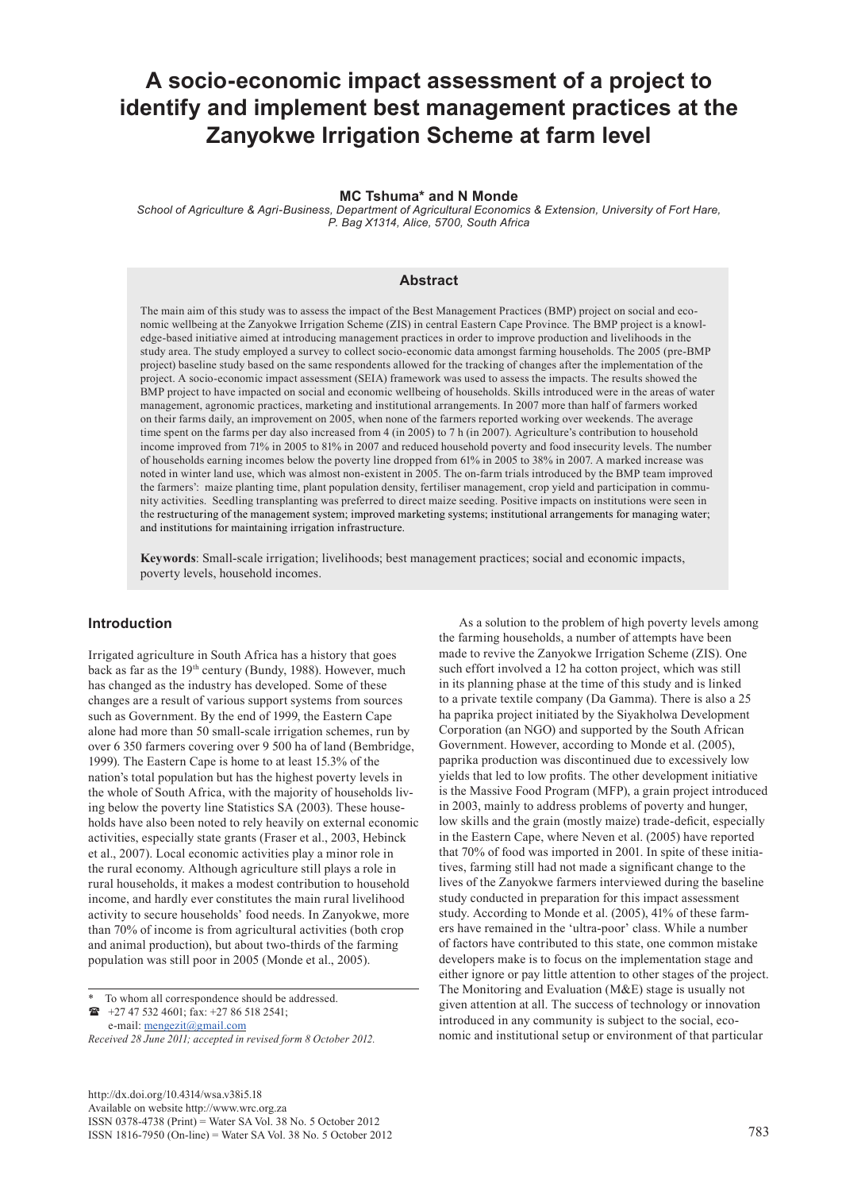# A socio-economic impact assessment of a project to identify and implement best management practices at the Zanyokwe Irrigation Scheme at farm level

**MC Tshuma\* and N Monde**

*School of Agriculture & Agri-Business, Department of Agricultural Economics & Extension, University of Fort Hare, P. Bag X1314, Alice, 5700, South Africa*

## Abstract

The main aim of this study was to assess the impact of the Best Management Practices (BMP) project on social and economic wellbeing at the Zanyokwe Irrigation Scheme (ZIS) in central Eastern Cape Province. The BMP project is a knowledge-based initiative aimed at introducing management practices in order to improve production and livelihoods in the study area. The study employed a survey to collect socio-economic data amongst farming households. The 2005 (pre-BMP project) baseline study based on the same respondents allowed for the tracking of changes after the implementation of the project. A socio-economic impact assessment (SEIA) framework was used to assess the impacts. The results showed the BMP project to have impacted on social and economic wellbeing of households. Skills introduced were in the areas of water management, agronomic practices, marketing and institutional arrangements. In 2007 more than half of farmers worked on their farms daily, an improvement on 2005, when none of the farmers reported working over weekends. The average time spent on the farms per day also increased from 4 (in 2005) to 7 h (in 2007). Agriculture's contribution to household income improved from 71% in 2005 to 81% in 2007 and reduced household poverty and food insecurity levels. The number of households earning incomes below the poverty line dropped from 61% in 2005 to 38% in 2007. A marked increase was noted in winter land use, which was almost non-existent in 2005. The on-farm trials introduced by the BMP team improved the farmers': maize planting time, plant population density, fertiliser management, crop yield and participation in community activities. Seedling transplanting was preferred to direct maize seeding. Positive impacts on institutions were seen in the restructuring of the management system; improved marketing systems; institutional arrangements for managing water; and institutions for maintaining irrigation infrastructure.

**Keywords**: Small-scale irrigation; livelihoods; best management practices; social and economic impacts, poverty levels, household incomes.

## Introduction

Irrigated agriculture in South Africa has a history that goes back as far as the 19th century (Bundy, 1988). However, much has changed as the industry has developed. Some of these changes are a result of various support systems from sources such as Government. By the end of 1999, the Eastern Cape alone had more than 50 small-scale irrigation schemes, run by over 6 350 farmers covering over 9 500 ha of land (Bembridge, 1999). The Eastern Cape is home to at least 15.3% of the nation's total population but has the highest poverty levels in the whole of South Africa, with the majority of households living below the poverty line Statistics SA (2003). These households have also been noted to rely heavily on external economic activities, especially state grants (Fraser et al., 2003, Hebinck et al., 2007). Local economic activities play a minor role in the rural economy. Although agriculture still plays a role in rural households, it makes a modest contribution to household income, and hardly ever constitutes the main rural livelihood activity to secure households' food needs. In Zanyokwe, more than 70% of income is from agricultural activities (both crop and animal production), but about two-thirds of the farming population was still poor in 2005 (Monde et al., 2005).

As a solution to the problem of high poverty levels among the farming households, a number of attempts have been made to revive the Zanyokwe Irrigation Scheme (ZIS). One such effort involved a 12 ha cotton project, which was still in its planning phase at the time of this study and is linked to a private textile company (Da Gamma). There is also a 25 ha paprika project initiated by the Siyakholwa Development Corporation (an NGO) and supported by the South African Government. However, according to Monde et al. (2005), paprika production was discontinued due to excessively low yields that led to low profits. The other development initiative is the Massive Food Program (MFP), a grain project introduced in 2003, mainly to address problems of poverty and hunger, low skills and the grain (mostly maize) trade-deficit, especially in the Eastern Cape, where Neven et al. (2005) have reported that 70% of food was imported in 2001. In spite of these initiatives, farming still had not made a significant change to the lives of the Zanyokwe farmers interviewed during the baseline study conducted in preparation for this impact assessment study. According to Monde et al. (2005), 41% of these farmers have remained in the 'ultra-poor' class. While a number of factors have contributed to this state, one common mistake developers make is to focus on the implementation stage and either ignore or pay little attention to other stages of the project. The Monitoring and Evaluation (M&E) stage is usually not given attention at all. The success of technology or innovation introduced in any community is subject to the social, economic and institutional setup or environment of that particular

---

\* To whom all correspondence should be addressed.
☎ +27 47 532 4601; fax: +27 86 518 2541;
e-mail: mengezit@gmail.com

*Received 28 June 2011; accepted in revised form 8 October 2012.*

http://dx.doi.org/10.4314/wsa.v38i5.18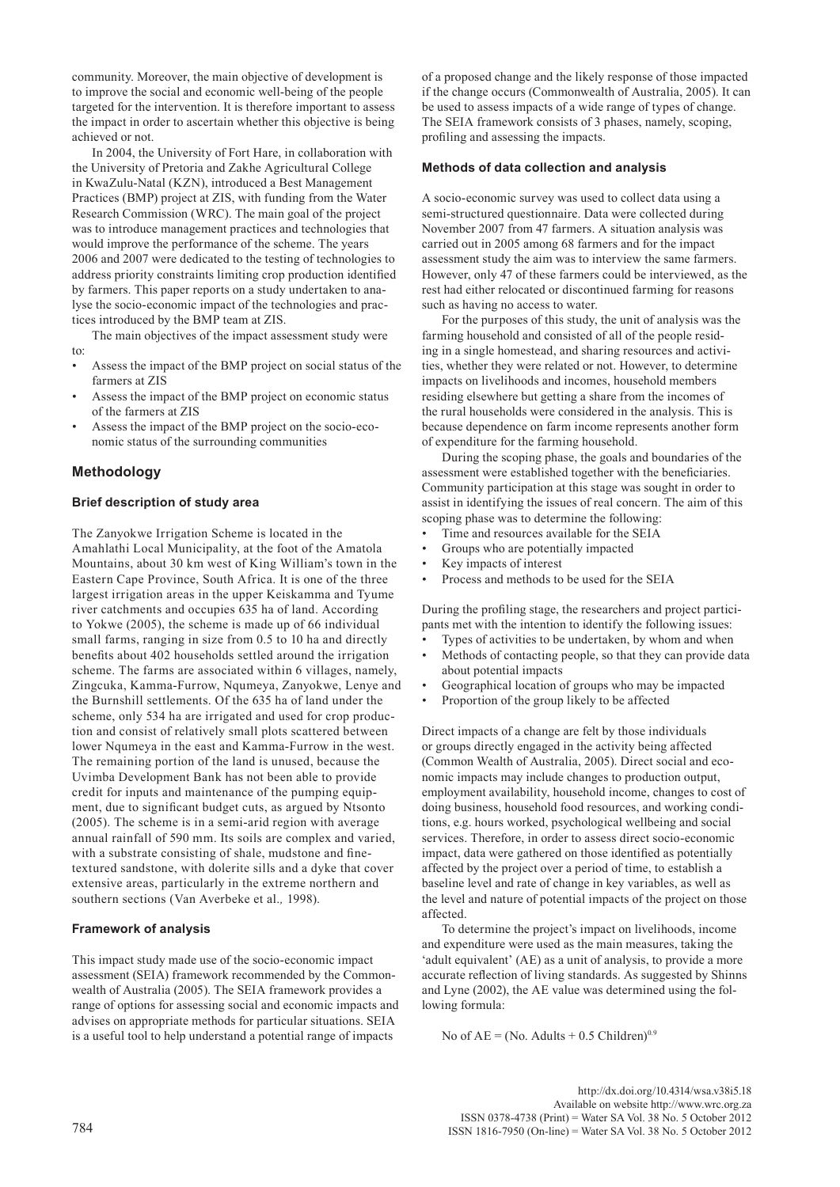community. Moreover, the main objective of development is to improve the social and economic well-being of the people targeted for the intervention. It is therefore important to assess the impact in order to ascertain whether this objective is being achieved or not.

In 2004, the University of Fort Hare, in collaboration with the University of Pretoria and Zakhe Agricultural College in KwaZulu-Natal (KZN), introduced a Best Management Practices (BMP) project at ZIS, with funding from the Water Research Commission (WRC). The main goal of the project was to introduce management practices and technologies that would improve the performance of the scheme. The years 2006 and 2007 were dedicated to the testing of technologies to address priority constraints limiting crop production identified by farmers. This paper reports on a study undertaken to analyse the socio-economic impact of the technologies and practices introduced by the BMP team at ZIS.

The main objectives of the impact assessment study were to:

- Assess the impact of the BMP project on social status of the farmers at ZIS
- Assess the impact of the BMP project on economic status of the farmers at ZIS
- Assess the impact of the BMP project on the socio-economic status of the surrounding communities

## Methodology

### Brief description of study area

The Zanyokwe Irrigation Scheme is located in the Amahlathi Local Municipality, at the foot of the Amatola Mountains, about 30 km west of King William's town in the Eastern Cape Province, South Africa. It is one of the three largest irrigation areas in the upper Keiskamma and Tyume river catchments and occupies 635 ha of land. According to Yokwe (2005), the scheme is made up of 66 individual small farms, ranging in size from 0.5 to 10 ha and directly benefits about 402 households settled around the irrigation scheme. The farms are associated within 6 villages, namely, Zingcuka, Kamma-Furrow, Nqumeya, Zanyokwe, Lenye and the Burnshill settlements. Of the 635 ha of land under the scheme, only 534 ha are irrigated and used for crop production and consist of relatively small plots scattered between lower Nqumeya in the east and Kamma-Furrow in the west. The remaining portion of the land is unused, because the Uvimba Development Bank has not been able to provide credit for inputs and maintenance of the pumping equipment, due to significant budget cuts, as argued by Ntsonto (2005). The scheme is in a semi-arid region with average annual rainfall of 590 mm. Its soils are complex and varied, with a substrate consisting of shale, mudstone and fine-textured sandstone, with dolerite sills and a dyke that cover extensive areas, particularly in the extreme northern and southern sections (Van Averbeke et al*.,* 1998).

### Framework of analysis

This impact study made use of the socio-economic impact assessment (SEIA) framework recommended by the Commonwealth of Australia (2005). The SEIA framework provides a range of options for assessing social and economic impacts and advises on appropriate methods for particular situations. SEIA is a useful tool to help understand a potential range of impacts of a proposed change and the likely response of those impacted if the change occurs (Commonwealth of Australia, 2005). It can be used to assess impacts of a wide range of types of change. The SEIA framework consists of 3 phases, namely, scoping, profiling and assessing the impacts.

### Methods of data collection and analysis

A socio-economic survey was used to collect data using a semi-structured questionnaire. Data were collected during November 2007 from 47 farmers. A situation analysis was carried out in 2005 among 68 farmers and for the impact assessment study the aim was to interview the same farmers. However, only 47 of these farmers could be interviewed, as the rest had either relocated or discontinued farming for reasons such as having no access to water.

For the purposes of this study, the unit of analysis was the farming household and consisted of all of the people residing in a single homestead, and sharing resources and activities, whether they were related or not. However, to determine impacts on livelihoods and incomes, household members residing elsewhere but getting a share from the incomes of the rural households were considered in the analysis. This is because dependence on farm income represents another form of expenditure for the farming household.

During the scoping phase, the goals and boundaries of the assessment were established together with the beneficiaries. Community participation at this stage was sought in order to assist in identifying the issues of real concern. The aim of this scoping phase was to determine the following:

- Time and resources available for the SEIA
- Groups who are potentially impacted
- Key impacts of interest
- Process and methods to be used for the SEIA

During the profiling stage, the researchers and project participants met with the intention to identify the following issues:

- Types of activities to be undertaken, by whom and when
- Methods of contacting people, so that they can provide data about potential impacts
- Geographical location of groups who may be impacted
- Proportion of the group likely to be affected

Direct impacts of a change are felt by those individuals or groups directly engaged in the activity being affected (Common Wealth of Australia, 2005). Direct social and economic impacts may include changes to production output, employment availability, household income, changes to cost of doing business, household food resources, and working conditions, e.g. hours worked, psychological wellbeing and social services. Therefore, in order to assess direct socio-economic impact, data were gathered on those identified as potentially affected by the project over a period of time, to establish a baseline level and rate of change in key variables, as well as the level and nature of potential impacts of the project on those affected.

To determine the project's impact on livelihoods, income and expenditure were used as the main measures, taking the 'adult equivalent' (AE) as a unit of analysis, to provide a more accurate reflection of living standards. As suggested by Shinns and Lyne (2002), the AE value was determined using the following formula:

$$\text{No of AE} = (\text{No. Adults} + 0.5\ \text{Children})^{0.9}$$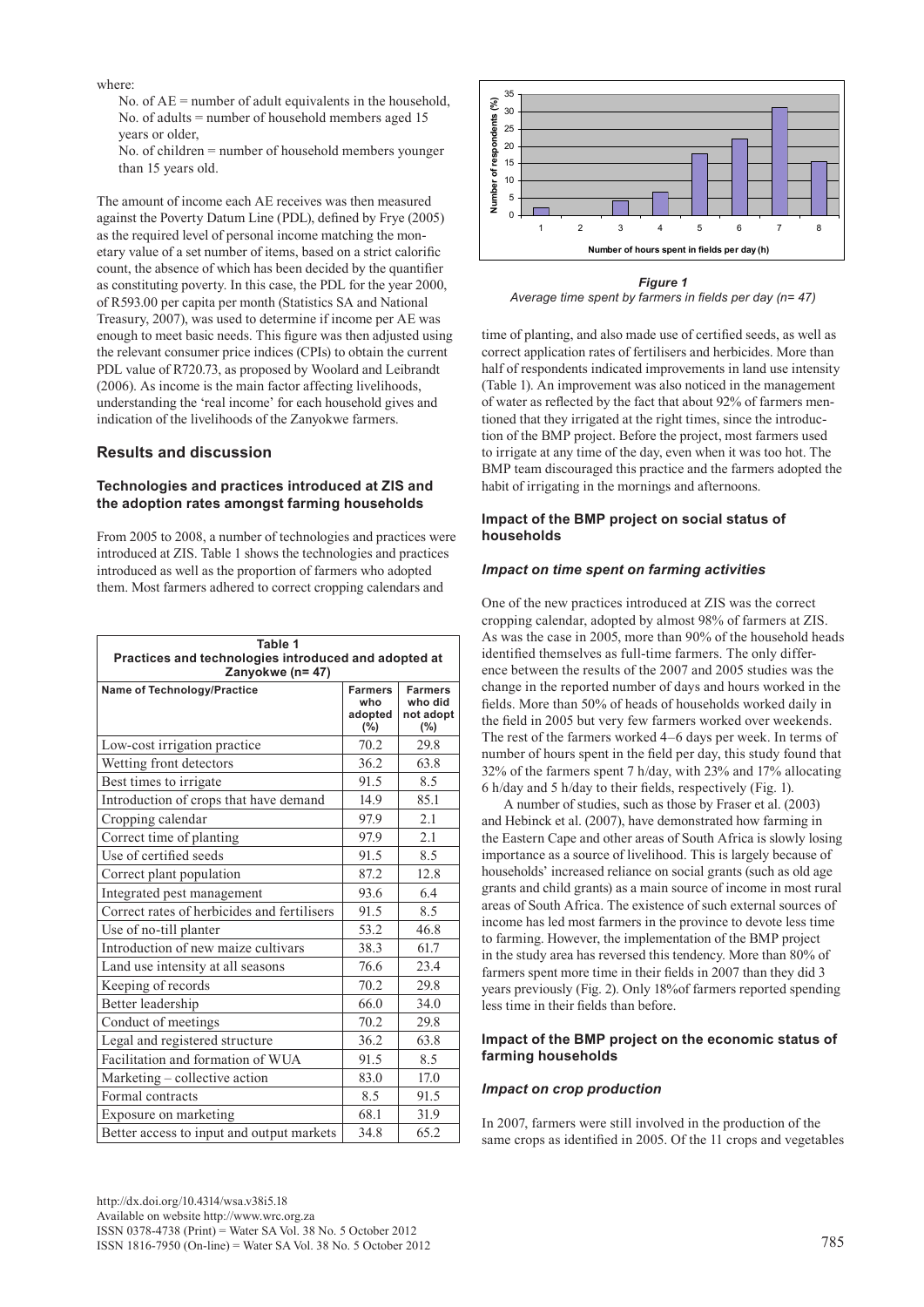where:

No. of AE = number of adult equivalents in the household,
No. of adults = number of household members aged 15 years or older,
No. of children = number of household members younger than 15 years old.

The amount of income each AE receives was then measured against the Poverty Datum Line (PDL), defined by Frye (2005) as the required level of personal income matching the monetary value of a set number of items, based on a strict calorific count, the absence of which has been decided by the quantifier as constituting poverty. In this case, the PDL for the year 2000, of R593.00 per capita per month (Statistics SA and National Treasury, 2007), was used to determine if income per AE was enough to meet basic needs. This figure was then adjusted using the relevant consumer price indices (CPIs) to obtain the current PDL value of R720.73, as proposed by Woolard and Leibrandt (2006). As income is the main factor affecting livelihoods, understanding the 'real income' for each household gives and indication of the livelihoods of the Zanyokwe farmers.

## Results and discussion

### Technologies and practices introduced at ZIS and the adoption rates amongst farming households

From 2005 to 2008, a number of technologies and practices were introduced at ZIS. Table 1 shows the technologies and practices introduced as well as the proportion of farmers who adopted them. Most farmers adhered to correct cropping calendars and time of planting, and also made use of certified seeds, as well as correct application rates of fertilisers and herbicides. More than half of respondents indicated improvements in land use intensity (Table 1). An improvement was also noticed in the management of water as reflected by the fact that about 92% of farmers mentioned that they irrigated at the right times, since the introduction of the BMP project. Before the project, most farmers used to irrigate at any time of the day, even when it was too hot. The BMP team discouraged this practice and the farmers adopted the habit of irrigating in the mornings and afternoons.

**Table 1**
**Practices and technologies introduced and adopted at Zanyokwe (n= 47)**

| Name of Technology/Practice | Farmers who adopted (%) | Farmers who did not adopt (%) |
|---|---|---|
| Low-cost irrigation practice | 70.2 | 29.8 |
| Wetting front detectors | 36.2 | 63.8 |
| Best times to irrigate | 91.5 | 8.5 |
| Introduction of crops that have demand | 14.9 | 85.1 |
| Cropping calendar | 97.9 | 2.1 |
| Correct time of planting | 97.9 | 2.1 |
| Use of certified seeds | 91.5 | 8.5 |
| Correct plant population | 87.2 | 12.8 |
| Integrated pest management | 93.6 | 6.4 |
| Correct rates of herbicides and fertilisers | 91.5 | 8.5 |
| Use of no-till planter | 53.2 | 46.8 |
| Introduction of new maize cultivars | 38.3 | 61.7 |
| Land use intensity at all seasons | 76.6 | 23.4 |
| Keeping of records | 70.2 | 29.8 |
| Better leadership | 66.0 | 34.0 |
| Conduct of meetings | 70.2 | 29.8 |
| Legal and registered structure | 36.2 | 63.8 |
| Facilitation and formation of WUA | 91.5 | 8.5 |
| Marketing – collective action | 83.0 | 17.0 |
| Formal contracts | 8.5 | 91.5 |
| Exposure on marketing | 68.1 | 31.9 |
| Better access to input and output markets | 34.8 | 65.2 |

***Figure 1***
*Average time spent by farmers in fields per day (n= 47)*

### Impact of the BMP project on social status of households

#### *Impact on time spent on farming activities*

One of the new practices introduced at ZIS was the correct cropping calendar, adopted by almost 98% of farmers at ZIS. As was the case in 2005, more than 90% of the household heads identified themselves as full-time farmers. The only difference between the results of the 2007 and 2005 studies was the change in the reported number of days and hours worked in the fields. More than 50% of heads of households worked daily in the field in 2005 but very few farmers worked over weekends. The rest of the farmers worked 4–6 days per week. In terms of number of hours spent in the field per day, this study found that 32% of the farmers spent 7 h/day, with 23% and 17% allocating 6 h/day and 5 h/day to their fields, respectively (Fig. 1).

A number of studies, such as those by Fraser et al. (2003) and Hebinck et al. (2007), have demonstrated how farming in the Eastern Cape and other areas of South Africa is slowly losing importance as a source of livelihood. This is largely because of households' increased reliance on social grants (such as old age grants and child grants) as a main source of income in most rural areas of South Africa. The existence of such external sources of income has led most farmers in the province to devote less time to farming. However, the implementation of the BMP project in the study area has reversed this tendency. More than 80% of farmers spent more time in their fields in 2007 than they did 3 years previously (Fig. 2). Only 18%of farmers reported spending less time in their fields than before.

### Impact of the BMP project on the economic status of farming households

#### *Impact on crop production*

In 2007, farmers were still involved in the production of the same crops as identified in 2005. Of the 11 crops and vegetables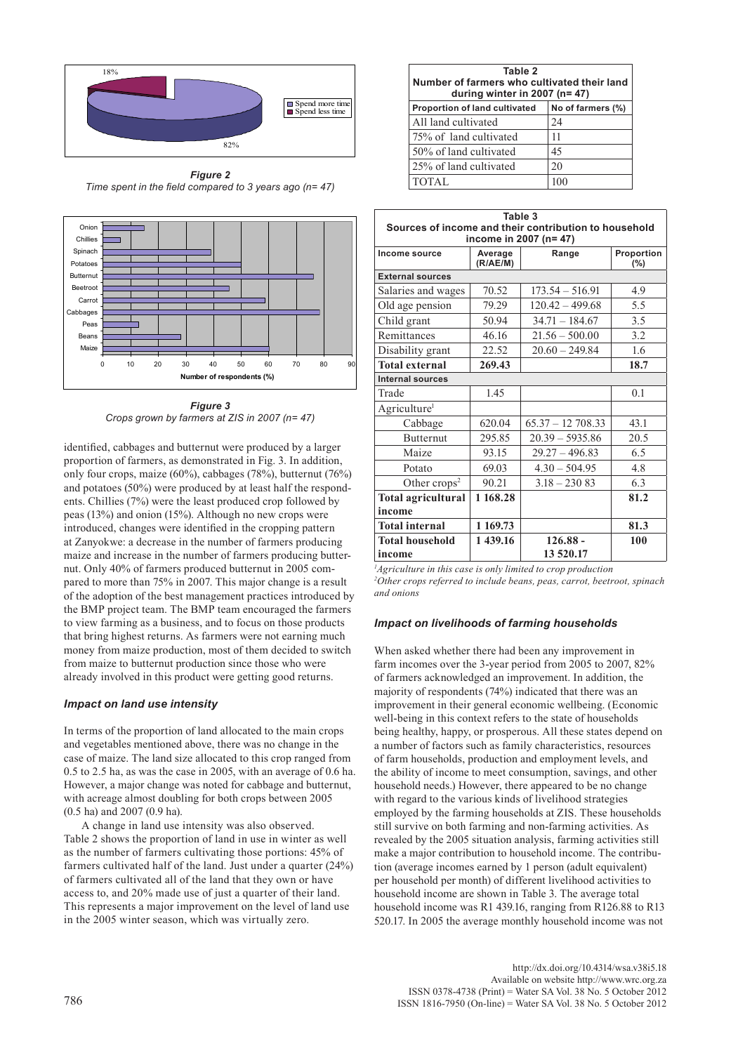*Figure 2*
*Time spent in the field compared to 3 years ago (n= 47)*

*Figure 3*
*Crops grown by farmers at ZIS in 2007 (n= 47)*

identified, cabbages and butternut were produced by a larger proportion of farmers, as demonstrated in Fig. 3. In addition, only four crops, maize (60%), cabbages (78%), butternut (76%) and potatoes (50%) were produced by at least half the respondents. Chillies (7%) were the least produced crop followed by peas (13%) and onion (15%). Although no new crops were introduced, changes were identified in the cropping pattern at Zanyokwe: a decrease in the number of farmers producing maize and increase in the number of farmers producing butternut. Only 40% of farmers produced butternut in 2005 compared to more than 75% in 2007. This major change is a result of the adoption of the best management practices introduced by the BMP project team. The BMP team encouraged the farmers to view farming as a business, and to focus on those products that bring highest returns. As farmers were not earning much money from maize production, most of them decided to switch from maize to butternut production since those who were already involved in this product were getting good returns.

### Impact on land use intensity

In terms of the proportion of land allocated to the main crops and vegetables mentioned above, there was no change in the case of maize. The land size allocated to this crop ranged from 0.5 to 2.5 ha, as was the case in 2005, with an average of 0.6 ha. However, a major change was noted for cabbage and butternut, with acreage almost doubling for both crops between 2005 (0.5 ha) and 2007 (0.9 ha).

A change in land use intensity was also observed. Table 2 shows the proportion of land in use in winter as well as the number of farmers cultivating those portions: 45% of farmers cultivated half of the land. Just under a quarter (24%) of farmers cultivated all of the land that they own or have access to, and 20% made use of just a quarter of their land. This represents a major improvement on the level of land use in the 2005 winter season, which was virtually zero.

**Table 2**
**Number of farmers who cultivated their land during winter in 2007 (n= 47)**

| Proportion of land cultivated | No of farmers (%) |
|---|---|
| All land cultivated | 24 |
| 75% of land cultivated | 11 |
| 50% of land cultivated | 45 |
| 25% of land cultivated | 20 |
| TOTAL | 100 |

**Table 3**
**Sources of income and their contribution to household income in 2007 (n= 47)**

| Income source | Average (R/AE/M) | Range | Proportion (%) |
|---|---|---|---|
| **External sources** | | | |
| Salaries and wages | 70.52 | 173.54 – 516.91 | 4.9 |
| Old age pension | 79.29 | 120.42 – 499.68 | 5.5 |
| Child grant | 50.94 | 34.71 – 184.67 | 3.5 |
| Remittances | 46.16 | 21.56 – 500.00 | 3.2 |
| Disability grant | 22.52 | 20.60 – 249.84 | 1.6 |
| **Total external** | **269.43** | | **18.7** |
| **Internal sources** | | | |
| Trade | 1.45 | | 0.1 |
| Agriculture[1] | | | |
| Cabbage | 620.04 | 65.37 – 12 708.33 | 43.1 |
| Butternut | 295.85 | 20.39 – 5935.86 | 20.5 |
| Maize | 93.15 | 29.27 – 496.83 | 6.5 |
| Potato | 69.03 | 4.30 – 504.95 | 4.8 |
| Other crops[2] | 90.21 | 3.18 – 230 83 | 6.3 |
| **Total agricultural income** | **1 168.28** | | **81.2** |
| **Total internal** | **1 169.73** | | **81.3** |
| **Total household income** | **1 439.16** | **126.88 - 13 520.17** | **100** |

[1]*Agriculture in this case is only limited to crop production*
[2]*Other crops referred to include beans, peas, carrot, beetroot, spinach and onions*

### Impact on livelihoods of farming households

When asked whether there had been any improvement in farm incomes over the 3-year period from 2005 to 2007, 82% of farmers acknowledged an improvement. In addition, the majority of respondents (74%) indicated that there was an improvement in their general economic wellbeing. (Economic well-being in this context refers to the state of households being healthy, happy, or prosperous. All these states depend on a number of factors such as family characteristics, resources of farm households, production and employment levels, and the ability of income to meet consumption, savings, and other household needs.) However, there appeared to be no change with regard to the various kinds of livelihood strategies employed by the farming households at ZIS. These households still survive on both farming and non-farming activities. As revealed by the 2005 situation analysis, farming activities still make a major contribution to household income. The contribution (average incomes earned by 1 person (adult equivalent) per household per month) of different livelihood activities to household income are shown in Table 3. The average total household income was R1 439.16, ranging from R126.88 to R13 520.17. In 2005 the average monthly household income was not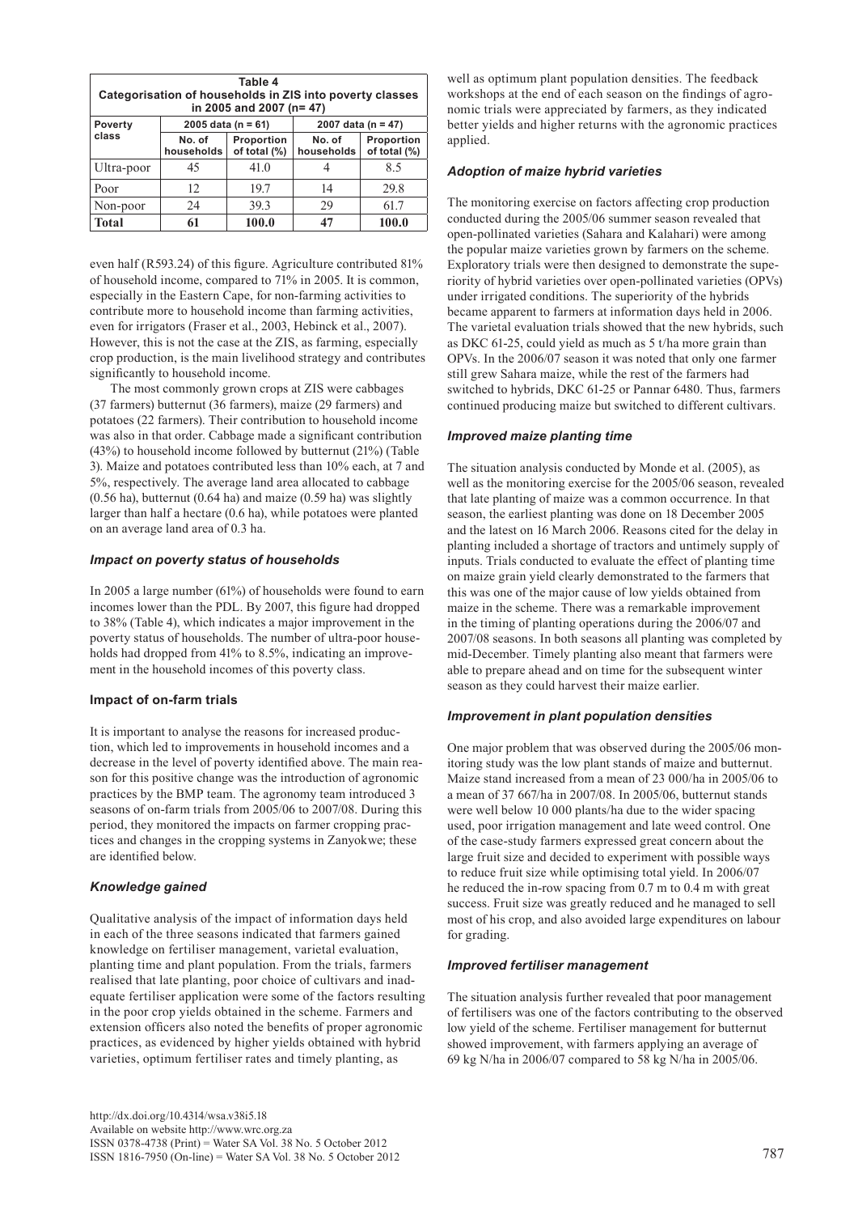**Table 4**
**Categorisation of households in ZIS into poverty classes in 2005 and 2007 (n= 47)**

| Poverty class | 2005 data (n = 61) | | 2007 data (n = 47) | |
|---|---|---|---|---|
| | No. of households | Proportion of total (%) | No. of households | Proportion of total (%) |
| Ultra-poor | 45 | 41.0 | 4 | 8.5 |
| Poor | 12 | 19.7 | 14 | 29.8 |
| Non-poor | 24 | 39.3 | 29 | 61.7 |
| **Total** | **61** | **100.0** | **47** | **100.0** |

even half (R593.24) of this figure. Agriculture contributed 81% of household income, compared to 71% in 2005. It is common, especially in the Eastern Cape, for non-farming activities to contribute more to household income than farming activities, even for irrigators (Fraser et al., 2003, Hebinck et al., 2007). However, this is not the case at the ZIS, as farming, especially crop production, is the main livelihood strategy and contributes significantly to household income.

The most commonly grown crops at ZIS were cabbages (37 farmers) butternut (36 farmers), maize (29 farmers) and potatoes (22 farmers). Their contribution to household income was also in that order. Cabbage made a significant contribution (43%) to household income followed by butternut (21%) (Table 3). Maize and potatoes contributed less than 10% each, at 7 and 5%, respectively. The average land area allocated to cabbage (0.56 ha), butternut (0.64 ha) and maize (0.59 ha) was slightly larger than half a hectare (0.6 ha), while potatoes were planted on an average land area of 0.3 ha.

### *Impact on poverty status of households*

In 2005 a large number (61%) of households were found to earn incomes lower than the PDL. By 2007, this figure had dropped to 38% (Table 4), which indicates a major improvement in the poverty status of households. The number of ultra-poor households had dropped from 41% to 8.5%, indicating an improvement in the household incomes of this poverty class.

## Impact of on-farm trials

It is important to analyse the reasons for increased production, which led to improvements in household incomes and a decrease in the level of poverty identified above. The main reason for this positive change was the introduction of agronomic practices by the BMP team. The agronomy team introduced 3 seasons of on-farm trials from 2005/06 to 2007/08. During this period, they monitored the impacts on farmer cropping practices and changes in the cropping systems in Zanyokwe; these are identified below.

### *Knowledge gained*

Qualitative analysis of the impact of information days held in each of the three seasons indicated that farmers gained knowledge on fertiliser management, varietal evaluation, planting time and plant population. From the trials, farmers realised that late planting, poor choice of cultivars and inadequate fertiliser application were some of the factors resulting in the poor crop yields obtained in the scheme. Farmers and extension officers also noted the benefits of proper agronomic practices, as evidenced by higher yields obtained with hybrid varieties, optimum fertiliser rates and timely planting, as well as optimum plant population densities. The feedback workshops at the end of each season on the findings of agronomic trials were appreciated by farmers, as they indicated better yields and higher returns with the agronomic practices applied.

### *Adoption of maize hybrid varieties*

The monitoring exercise on factors affecting crop production conducted during the 2005/06 summer season revealed that open-pollinated varieties (Sahara and Kalahari) were among the popular maize varieties grown by farmers on the scheme. Exploratory trials were then designed to demonstrate the superiority of hybrid varieties over open-pollinated varieties (OPVs) under irrigated conditions. The superiority of the hybrids became apparent to farmers at information days held in 2006. The varietal evaluation trials showed that the new hybrids, such as DKC 61-25, could yield as much as 5 t/ha more grain than OPVs. In the 2006/07 season it was noted that only one farmer still grew Sahara maize, while the rest of the farmers had switched to hybrids, DKC 61-25 or Pannar 6480. Thus, farmers continued producing maize but switched to different cultivars.

### *Improved maize planting time*

The situation analysis conducted by Monde et al. (2005), as well as the monitoring exercise for the 2005/06 season, revealed that late planting of maize was a common occurrence. In that season, the earliest planting was done on 18 December 2005 and the latest on 16 March 2006. Reasons cited for the delay in planting included a shortage of tractors and untimely supply of inputs. Trials conducted to evaluate the effect of planting time on maize grain yield clearly demonstrated to the farmers that this was one of the major cause of low yields obtained from maize in the scheme. There was a remarkable improvement in the timing of planting operations during the 2006/07 and 2007/08 seasons. In both seasons all planting was completed by mid-December. Timely planting also meant that farmers were able to prepare ahead and on time for the subsequent winter season as they could harvest their maize earlier.

### *Improvement in plant population densities*

One major problem that was observed during the 2005/06 monitoring study was the low plant stands of maize and butternut. Maize stand increased from a mean of 23 000/ha in 2005/06 to a mean of 37 667/ha in 2007/08. In 2005/06, butternut stands were well below 10 000 plants/ha due to the wider spacing used, poor irrigation management and late weed control. One of the case-study farmers expressed great concern about the large fruit size and decided to experiment with possible ways to reduce fruit size while optimising total yield. In 2006/07 he reduced the in-row spacing from 0.7 m to 0.4 m with great success. Fruit size was greatly reduced and he managed to sell most of his crop, and also avoided large expenditures on labour for grading.

### *Improved fertiliser management*

The situation analysis further revealed that poor management of fertilisers was one of the factors contributing to the observed low yield of the scheme. Fertiliser management for butternut showed improvement, with farmers applying an average of 69 kg N/ha in 2006/07 compared to 58 kg N/ha in 2005/06.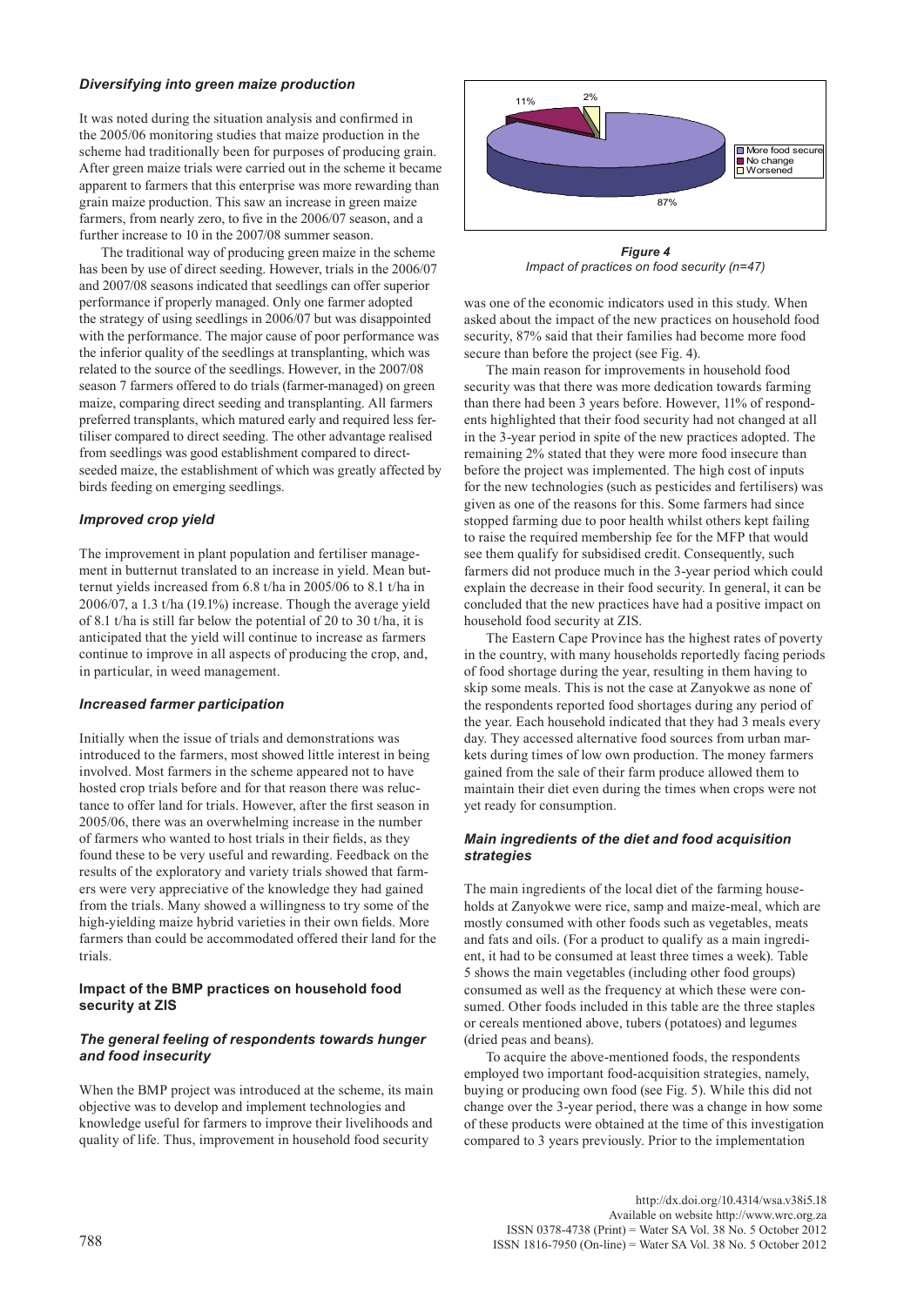### *Diversifying into green maize production*

It was noted during the situation analysis and confirmed in the 2005/06 monitoring studies that maize production in the scheme had traditionally been for purposes of producing grain. After green maize trials were carried out in the scheme it became apparent to farmers that this enterprise was more rewarding than grain maize production. This saw an increase in green maize farmers, from nearly zero, to five in the 2006/07 season, and a further increase to 10 in the 2007/08 summer season.

The traditional way of producing green maize in the scheme has been by use of direct seeding. However, trials in the 2006/07 and 2007/08 seasons indicated that seedlings can offer superior performance if properly managed. Only one farmer adopted the strategy of using seedlings in 2006/07 but was disappointed with the performance. The major cause of poor performance was the inferior quality of the seedlings at transplanting, which was related to the source of the seedlings. However, in the 2007/08 season 7 farmers offered to do trials (farmer-managed) on green maize, comparing direct seeding and transplanting. All farmers preferred transplants, which matured early and required less fertiliser compared to direct seeding. The other advantage realised from seedlings was good establishment compared to direct-seeded maize, the establishment of which was greatly affected by birds feeding on emerging seedlings.

### *Improved crop yield*

The improvement in plant population and fertiliser management in butternut translated to an increase in yield. Mean butternut yields increased from 6.8 t/ha in 2005/06 to 8.1 t/ha in 2006/07, a 1.3 t/ha (19.1%) increase. Though the average yield of 8.1 t/ha is still far below the potential of 20 to 30 t/ha, it is anticipated that the yield will continue to increase as farmers continue to improve in all aspects of producing the crop, and, in particular, in weed management.

### *Increased farmer participation*

Initially when the issue of trials and demonstrations was introduced to the farmers, most showed little interest in being involved. Most farmers in the scheme appeared not to have hosted crop trials before and for that reason there was reluctance to offer land for trials. However, after the first season in 2005/06, there was an overwhelming increase in the number of farmers who wanted to host trials in their fields, as they found these to be very useful and rewarding. Feedback on the results of the exploratory and variety trials showed that farmers were very appreciative of the knowledge they had gained from the trials. Many showed a willingness to try some of the high-yielding maize hybrid varieties in their own fields. More farmers than could be accommodated offered their land for the trials.

## Impact of the BMP practices on household food security at ZIS

### *The general feeling of respondents towards hunger and food insecurity*

When the BMP project was introduced at the scheme, its main objective was to develop and implement technologies and knowledge useful for farmers to improve their livelihoods and quality of life. Thus, improvement in household food security was one of the economic indicators used in this study. When asked about the impact of the new practices on household food security, 87% said that their families had become more food secure than before the project (see Fig. 4).

11%
2%
87%
More food secure
No change
Worsened

***Figure 4***
*Impact of practices on food security (n=47)*

The main reason for improvements in household food security was that there was more dedication towards farming than there had been 3 years before. However, 11% of respondents highlighted that their food security had not changed at all in the 3-year period in spite of the new practices adopted. The remaining 2% stated that they were more food insecure than before the project was implemented. The high cost of inputs for the new technologies (such as pesticides and fertilisers) was given as one of the reasons for this. Some farmers had since stopped farming due to poor health whilst others kept failing to raise the required membership fee for the MFP that would see them qualify for subsidised credit. Consequently, such farmers did not produce much in the 3-year period which could explain the decrease in their food security. In general, it can be concluded that the new practices have had a positive impact on household food security at ZIS.

The Eastern Cape Province has the highest rates of poverty in the country, with many households reportedly facing periods of food shortage during the year, resulting in them having to skip some meals. This is not the case at Zanyokwe as none of the respondents reported food shortages during any period of the year. Each household indicated that they had 3 meals every day. They accessed alternative food sources from urban markets during times of low own production. The money farmers gained from the sale of their farm produce allowed them to maintain their diet even during the times when crops were not yet ready for consumption.

### *Main ingredients of the diet and food acquisition strategies*

The main ingredients of the local diet of the farming households at Zanyokwe were rice, samp and maize-meal, which are mostly consumed with other foods such as vegetables, meats and fats and oils. (For a product to qualify as a main ingredient, it had to be consumed at least three times a week). Table 5 shows the main vegetables (including other food groups) consumed as well as the frequency at which these were consumed. Other foods included in this table are the three staples or cereals mentioned above, tubers (potatoes) and legumes (dried peas and beans).

To acquire the above-mentioned foods, the respondents employed two important food-acquisition strategies, namely, buying or producing own food (see Fig. 5). While this did not change over the 3-year period, there was a change in how some of these products were obtained at the time of this investigation compared to 3 years previously. Prior to the implementation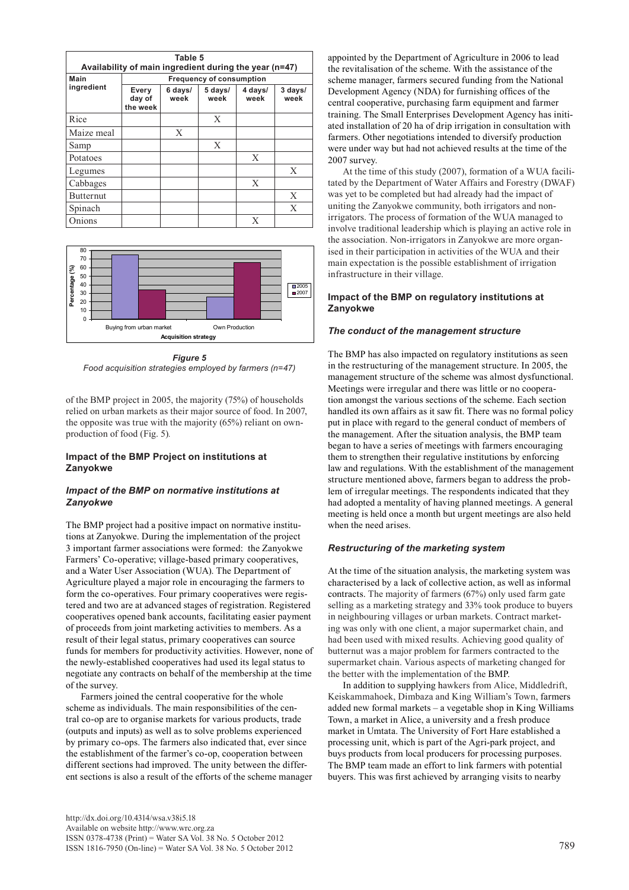| Table 5<br>Availability of main ingredient during the year (n=47) | | | | | |
|---|---|---|---|---|---|
| Main ingredient | Frequency of consumption | | | | |
| | Every day of the week | 6 days/ week | 5 days/ week | 4 days/ week | 3 days/ week |
| Rice | | | X | | |
| Maize meal | | X | | | |
| Samp | | | X | | |
| Potatoes | | | | X | |
| Legumes | | | | | X |
| Cabbages | | | | X | |
| Butternut | | | | | X |
| Spinach | | | | | X |
| Onions | | | | X | |

80
70
60
50
40
30
20
10
0
Percentage (%)
Buying from urban market
Own Production
Acquisition strategy
2005
2007

***Figure 5***
*Food acquisition strategies employed by farmers (n=47)*

of the BMP project in 2005, the majority (75%) of households relied on urban markets as their major source of food. In 2007, the opposite was true with the majority (65%) reliant on own-production of food (Fig. 5).

### Impact of the BMP Project on institutions at Zanyokwe

#### *Impact of the BMP on normative institutions at Zanyokwe*

The BMP project had a positive impact on normative institutions at Zanyokwe. During the implementation of the project 3 important farmer associations were formed: the Zanyokwe Farmers' Co-operative; village-based primary cooperatives, and a Water User Association (WUA). The Department of Agriculture played a major role in encouraging the farmers to form the co-operatives. Four primary cooperatives were registered and two are at advanced stages of registration. Registered cooperatives opened bank accounts, facilitating easier payment of proceeds from joint marketing activities to members. As a result of their legal status, primary cooperatives can source funds for members for productivity activities. However, none of the newly-established cooperatives had used its legal status to negotiate any contracts on behalf of the membership at the time of the survey.

Farmers joined the central cooperative for the whole scheme as individuals. The main responsibilities of the central co-op are to organise markets for various products, trade (outputs and inputs) as well as to solve problems experienced by primary co-ops. The farmers also indicated that, ever since the establishment of the farmer's co-op, cooperation between different sections had improved. The unity between the different sections is also a result of the efforts of the scheme manager appointed by the Department of Agriculture in 2006 to lead the revitalisation of the scheme. With the assistance of the scheme manager, farmers secured funding from the National Development Agency (NDA) for furnishing offices of the central cooperative, purchasing farm equipment and farmer training. The Small Enterprises Development Agency has initiated installation of 20 ha of drip irrigation in consultation with farmers. Other negotiations intended to diversify production were under way but had not achieved results at the time of the 2007 survey.

At the time of this study (2007), formation of a WUA facilitated by the Department of Water Affairs and Forestry (DWAF) was yet to be completed but had already had the impact of uniting the Zanyokwe community, both irrigators and non-irrigators. The process of formation of the WUA managed to involve traditional leadership which is playing an active role in the association. Non-irrigators in Zanyokwe are more organised in their participation in activities of the WUA and their main expectation is the possible establishment of irrigation infrastructure in their village.

### Impact of the BMP on regulatory institutions at Zanyokwe

#### *The conduct of the management structure*

The BMP has also impacted on regulatory institutions as seen in the restructuring of the management structure. In 2005, the management structure of the scheme was almost dysfunctional. Meetings were irregular and there was little or no cooperation amongst the various sections of the scheme. Each section handled its own affairs as it saw fit. There was no formal policy put in place with regard to the general conduct of members of the management. After the situation analysis, the BMP team began to have a series of meetings with farmers encouraging them to strengthen their regulative institutions by enforcing law and regulations. With the establishment of the management structure mentioned above, farmers began to address the problem of irregular meetings. The respondents indicated that they had adopted a mentality of having planned meetings. A general meeting is held once a month but urgent meetings are also held when the need arises.

#### *Restructuring of the marketing system*

At the time of the situation analysis, the marketing system was characterised by a lack of collective action, as well as informal contracts. The majority of farmers (67%) only used farm gate selling as a marketing strategy and 33% took produce to buyers in neighbouring villages or urban markets. Contract marketing was only with one client, a major supermarket chain, and had been used with mixed results. Achieving good quality of butternut was a major problem for farmers contracted to the supermarket chain. Various aspects of marketing changed for the better with the implementation of the BMP.

In addition to supplying hawkers from Alice, Middledrift, Keiskammahoek, Dimbaza and King William's Town, farmers added new formal markets – a vegetable shop in King Williams Town, a market in Alice, a university and a fresh produce market in Umtata. The University of Fort Hare established a processing unit, which is part of the Agri-park project, and buys products from local producers for processing purposes. The BMP team made an effort to link farmers with potential buyers. This was first achieved by arranging visits to nearby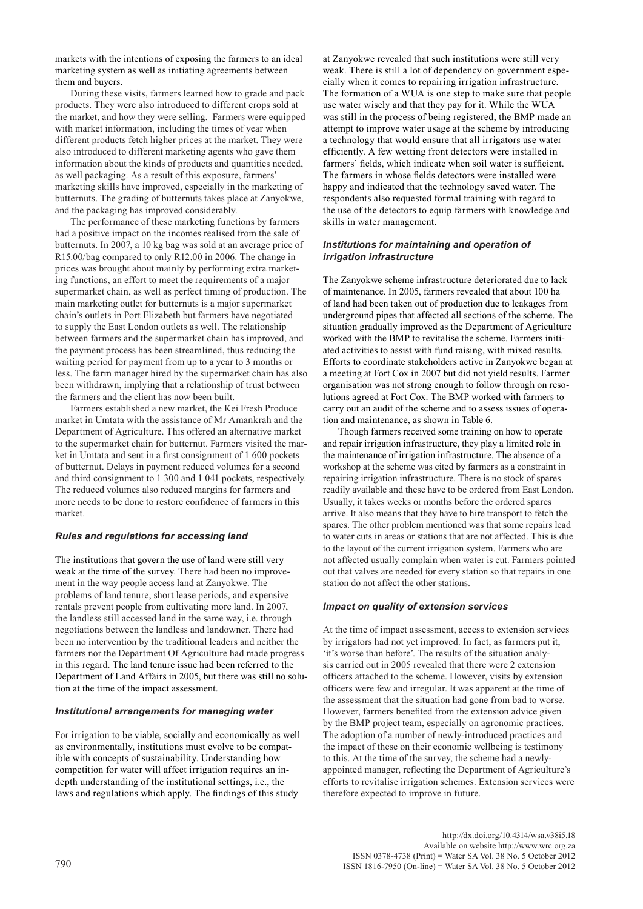markets with the intentions of exposing the farmers to an ideal marketing system as well as initiating agreements between them and buyers.

During these visits, farmers learned how to grade and pack products. They were also introduced to different crops sold at the market, and how they were selling. Farmers were equipped with market information, including the times of year when different products fetch higher prices at the market. They were also introduced to different marketing agents who gave them information about the kinds of products and quantities needed, as well packaging. As a result of this exposure, farmers' marketing skills have improved, especially in the marketing of butternuts. The grading of butternuts takes place at Zanyokwe, and the packaging has improved considerably.

The performance of these marketing functions by farmers had a positive impact on the incomes realised from the sale of butternuts. In 2007, a 10 kg bag was sold at an average price of R15.00/bag compared to only R12.00 in 2006. The change in prices was brought about mainly by performing extra marketing functions, an effort to meet the requirements of a major supermarket chain, as well as perfect timing of production. The main marketing outlet for butternuts is a major supermarket chain's outlets in Port Elizabeth but farmers have negotiated to supply the East London outlets as well. The relationship between farmers and the supermarket chain has improved, and the payment process has been streamlined, thus reducing the waiting period for payment from up to a year to 3 months or less. The farm manager hired by the supermarket chain has also been withdrawn, implying that a relationship of trust between the farmers and the client has now been built.

Farmers established a new market, the Kei Fresh Produce market in Umtata with the assistance of Mr Amankrah and the Department of Agriculture. This offered an alternative market to the supermarket chain for butternut. Farmers visited the market in Umtata and sent in a first consignment of 1 600 pockets of butternut. Delays in payment reduced volumes for a second and third consignment to 1 300 and 1 041 pockets, respectively. The reduced volumes also reduced margins for farmers and more needs to be done to restore confidence of farmers in this market.

### *Rules and regulations for accessing land*

The institutions that govern the use of land were still very weak at the time of the survey. There had been no improvement in the way people access land at Zanyokwe. The problems of land tenure, short lease periods, and expensive rentals prevent people from cultivating more land. In 2007, the landless still accessed land in the same way, i.e. through negotiations between the landless and landowner. There had been no intervention by the traditional leaders and neither the farmers nor the Department Of Agriculture had made progress in this regard. The land tenure issue had been referred to the Department of Land Affairs in 2005, but there was still no solution at the time of the impact assessment.

### *Institutional arrangements for managing water*

For irrigation to be viable, socially and economically as well as environmentally, institutions must evolve to be compatible with concepts of sustainability. Understanding how competition for water will affect irrigation requires an in-depth understanding of the institutional settings, i.e., the laws and regulations which apply. The findings of this study at Zanyokwe revealed that such institutions were still very weak. There is still a lot of dependency on government especially when it comes to repairing irrigation infrastructure. The formation of a WUA is one step to make sure that people use water wisely and that they pay for it. While the WUA was still in the process of being registered, the BMP made an attempt to improve water usage at the scheme by introducing a technology that would ensure that all irrigators use water efficiently. A few wetting front detectors were installed in farmers' fields, which indicate when soil water is sufficient. The farmers in whose fields detectors were installed were happy and indicated that the technology saved water. The respondents also requested formal training with regard to the use of the detectors to equip farmers with knowledge and skills in water management.

### *Institutions for maintaining and operation of irrigation infrastructure*

The Zanyokwe scheme infrastructure deteriorated due to lack of maintenance. In 2005, farmers revealed that about 100 ha of land had been taken out of production due to leakages from underground pipes that affected all sections of the scheme. The situation gradually improved as the Department of Agriculture worked with the BMP to revitalise the scheme. Farmers initiated activities to assist with fund raising, with mixed results. Efforts to coordinate stakeholders active in Zanyokwe began at a meeting at Fort Cox in 2007 but did not yield results. Farmer organisation was not strong enough to follow through on resolutions agreed at Fort Cox. The BMP worked with farmers to carry out an audit of the scheme and to assess issues of operation and maintenance, as shown in Table 6.

Though farmers received some training on how to operate and repair irrigation infrastructure, they play a limited role in the maintenance of irrigation infrastructure. The absence of a workshop at the scheme was cited by farmers as a constraint in repairing irrigation infrastructure. There is no stock of spares readily available and these have to be ordered from East London. Usually, it takes weeks or months before the ordered spares arrive. It also means that they have to hire transport to fetch the spares. The other problem mentioned was that some repairs lead to water cuts in areas or stations that are not affected. This is due to the layout of the current irrigation system. Farmers who are not affected usually complain when water is cut. Farmers pointed out that valves are needed for every station so that repairs in one station do not affect the other stations.

### *Impact on quality of extension services*

At the time of impact assessment, access to extension services by irrigators had not yet improved. In fact, as farmers put it, 'it's worse than before'. The results of the situation analysis carried out in 2005 revealed that there were 2 extension officers attached to the scheme. However, visits by extension officers were few and irregular. It was apparent at the time of the assessment that the situation had gone from bad to worse. However, farmers benefited from the extension advice given by the BMP project team, especially on agronomic practices. The adoption of a number of newly-introduced practices and the impact of these on their economic wellbeing is testimony to this. At the time of the survey, the scheme had a newly-appointed manager, reflecting the Department of Agriculture's efforts to revitalise irrigation schemes. Extension services were therefore expected to improve in future.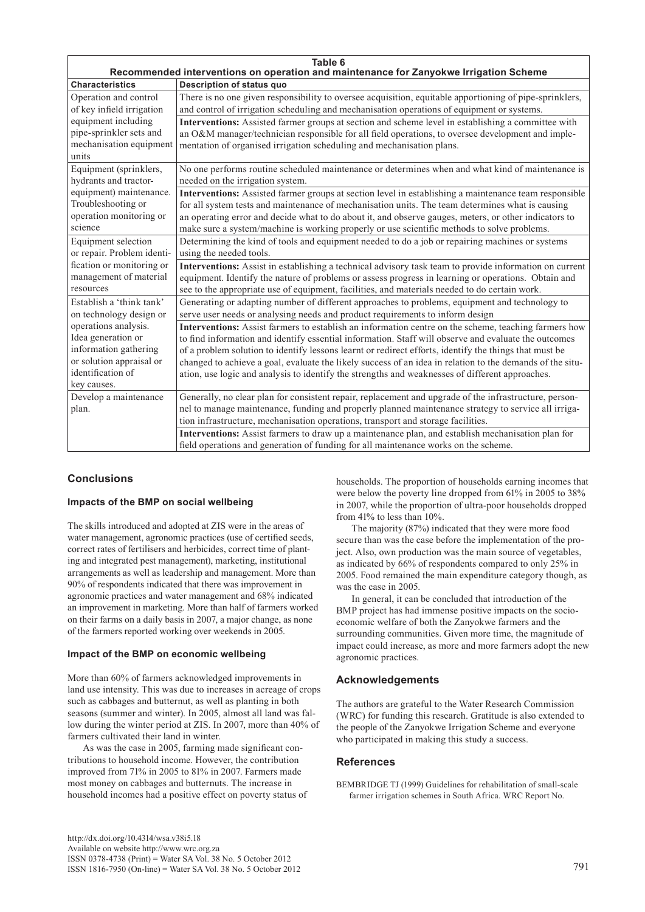**Table 6**
**Recommended interventions on operation and maintenance for Zanyokwe Irrigation Scheme**

| Characteristics | Description of status quo |
|---|---|
| Operation and control of key infield irrigation equipment including pipe-sprinkler sets and mechanisation equipment units | There is no one given responsibility to oversee acquisition, equitable apportioning of pipe-sprinklers, and control of irrigation scheduling and mechanisation operations of equipment or systems. |
| | **Interventions:** Assisted farmer groups at section and scheme level in establishing a committee with an O&M manager/technician responsible for all field operations, to oversee development and implementation of organised irrigation scheduling and mechanisation plans. |
| Equipment (sprinklers, hydrants and tractor-equipment) maintenance. Troubleshooting or operation monitoring or science | No one performs routine scheduled maintenance or determines when and what kind of maintenance is needed on the irrigation system. |
| | **Interventions:** Assisted farmer groups at section level in establishing a maintenance team responsible for all system tests and maintenance of mechanisation units. The team determines what is causing an operating error and decide what to do about it, and observe gauges, meters, or other indicators to make sure a system/machine is working properly or use scientific methods to solve problems. |
| Equipment selection or repair. Problem identification or monitoring or management of material resources | Determining the kind of tools and equipment needed to do a job or repairing machines or systems using the needed tools. |
| | **Interventions:** Assist in establishing a technical advisory task team to provide information on current equipment. Identify the nature of problems or assess progress in learning or operations. Obtain and see to the appropriate use of equipment, facilities, and materials needed to do certain work. |
| Establish a 'think tank' on technology design or operations analysis. Idea generation or information gathering or solution appraisal or identification of key causes. | Generating or adapting number of different approaches to problems, equipment and technology to serve user needs or analysing needs and product requirements to inform design |
| | **Interventions:** Assist farmers to establish an information centre on the scheme, teaching farmers how to find information and identify essential information. Staff will observe and evaluate the outcomes of a problem solution to identify lessons learnt or redirect efforts, identify the things that must be changed to achieve a goal, evaluate the likely success of an idea in relation to the demands of the situation, use logic and analysis to identify the strengths and weaknesses of different approaches. |
| Develop a maintenance plan. | Generally, no clear plan for consistent repair, replacement and upgrade of the infrastructure, personnel to manage maintenance, funding and properly planned maintenance strategy to service all irrigation infrastructure, mechanisation operations, transport and storage facilities. |
| | **Interventions:** Assist farmers to draw up a maintenance plan, and establish mechanisation plan for field operations and generation of funding for all maintenance works on the scheme. |

## Conclusions

### Impacts of the BMP on social wellbeing

The skills introduced and adopted at ZIS were in the areas of water management, agronomic practices (use of certified seeds, correct rates of fertilisers and herbicides, correct time of planting and integrated pest management), marketing, institutional arrangements as well as leadership and management. More than 90% of respondents indicated that there was improvement in agronomic practices and water management and 68% indicated an improvement in marketing. More than half of farmers worked on their farms on a daily basis in 2007, a major change, as none of the farmers reported working over weekends in 2005.

### Impact of the BMP on economic wellbeing

More than 60% of farmers acknowledged improvements in land use intensity. This was due to increases in acreage of crops such as cabbages and butternut, as well as planting in both seasons (summer and winter). In 2005, almost all land was fallow during the winter period at ZIS. In 2007, more than 40% of farmers cultivated their land in winter.

As was the case in 2005, farming made significant contributions to household income. However, the contribution improved from 71% in 2005 to 81% in 2007. Farmers made most money on cabbages and butternuts. The increase in household incomes had a positive effect on poverty status of households. The proportion of households earning incomes that were below the poverty line dropped from 61% in 2005 to 38% in 2007, while the proportion of ultra-poor households dropped from 41% to less than 10%.

The majority (87%) indicated that they were more food secure than was the case before the implementation of the project. Also, own production was the main source of vegetables, as indicated by 66% of respondents compared to only 25% in 2005. Food remained the main expenditure category though, as was the case in 2005.

In general, it can be concluded that introduction of the BMP project has had immense positive impacts on the socio-economic welfare of both the Zanyokwe farmers and the surrounding communities. Given more time, the magnitude of impact could increase, as more and more farmers adopt the new agronomic practices.

## Acknowledgements

The authors are grateful to the Water Research Commission (WRC) for funding this research. Gratitude is also extended to the people of the Zanyokwe Irrigation Scheme and everyone who participated in making this study a success.

## References

BEMBRIDGE TJ (1999) Guidelines for rehabilitation of small-scale farmer irrigation schemes in South Africa. WRC Report No.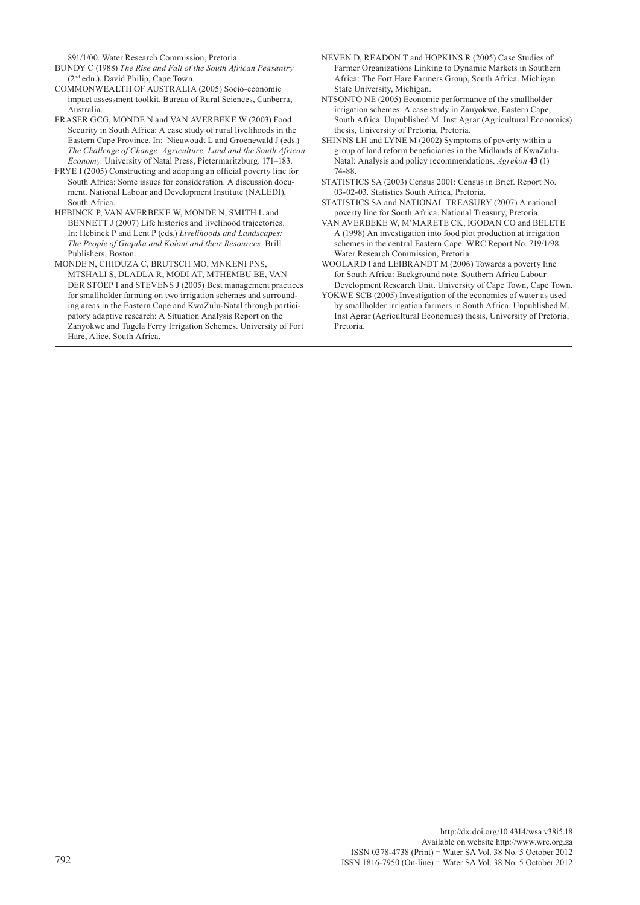891/1/00. Water Research Commission, Pretoria.

BUNDY C (1988) *The Rise and Fall of the South African Peasantry* (2nd edn.). David Philip, Cape Town.

COMMONWEALTH OF AUSTRALIA (2005) Socio-economic impact assessment toolkit. Bureau of Rural Sciences, Canberra, Australia.

FRASER GCG, MONDE N and VAN AVERBEKE W (2003) Food Security in South Africa: A case study of rural livelihoods in the Eastern Cape Province. In: Nieuwoudt L and Groenewald J (eds.) *The Challenge of Change: Agriculture, Land and the South African Economy.* University of Natal Press, Pietermaritzburg. 171–183.

FRYE I (2005) Constructing and adopting an official poverty line for South Africa: Some issues for consideration. A discussion document. National Labour and Development Institute (NALEDI), South Africa.

HEBINCK P, VAN AVERBEKE W, MONDE N, SMITH L and BENNETT J (2007) Life histories and livelihood trajectories. In: Hebinck P and Lent P (eds.) *Livelihoods and Landscapes: The People of Guquka and Koloni and their Resources.* Brill Publishers, Boston.

MONDE N, CHIDUZA C, BRUTSCH MO, MNKENI PNS, MTSHALI S, DLADLA R, MODI AT, MTHEMBU BE, VAN DER STOEP I and STEVENS J (2005) Best management practices for smallholder farming on two irrigation schemes and surrounding areas in the Eastern Cape and KwaZulu-Natal through participatory adaptive research: A Situation Analysis Report on the Zanyokwe and Tugela Ferry Irrigation Schemes. University of Fort Hare, Alice, South Africa.

NEVEN D, READON T and HOPKINS R (2005) Case Studies of Farmer Organizations Linking to Dynamic Markets in Southern Africa: The Fort Hare Farmers Group, South Africa. Michigan State University, Michigan.

NTSONTO NE (2005) Economic performance of the smallholder irrigation schemes: A case study in Zanyokwe, Eastern Cape, South Africa. Unpublished M. Inst Agrar (Agricultural Economics) thesis, University of Pretoria, Pretoria.

SHINNS LH and LYNE M (2002) Symptoms of poverty within a group of land reform beneficiaries in the Midlands of KwaZulu-Natal: Analysis and policy recommendations. *Agrekon* **43** (1) 74-88.

STATISTICS SA (2003) Census 2001: Census in Brief. Report No. 03-02-03. Statistics South Africa, Pretoria.

STATISTICS SA and NATIONAL TREASURY (2007) A national poverty line for South Africa. National Treasury, Pretoria.

VAN AVERBEKE W, M'MARETE CK, IGODAN CO and BELETE A (1998) An investigation into food plot production at irrigation schemes in the central Eastern Cape. WRC Report No. 719/1/98. Water Research Commission, Pretoria.

WOOLARD I and LEIBRANDT M (2006) Towards a poverty line for South Africa: Background note. Southern Africa Labour Development Research Unit. University of Cape Town, Cape Town.

YOKWE SCB (2005) Investigation of the economics of water as used by smallholder irrigation farmers in South Africa. Unpublished M. Inst Agrar (Agricultural Economics) thesis, University of Pretoria, Pretoria.